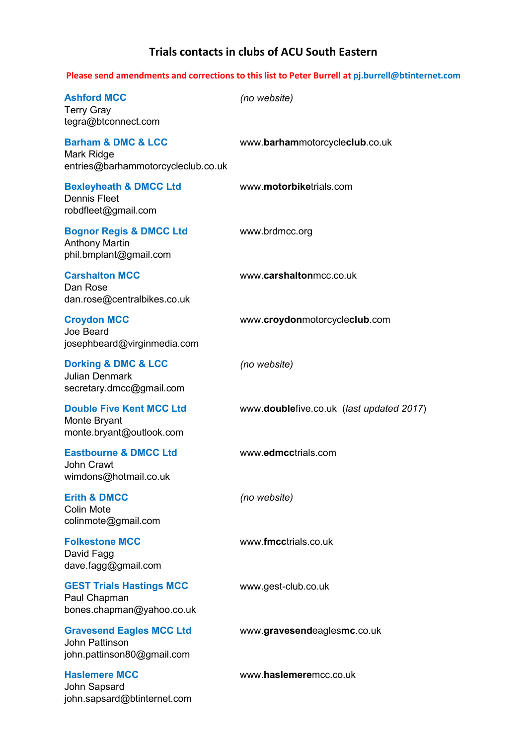# Trials contacts in clubs of ACU South Eastern

**Please send amendments and corrections to this list to Peter Burrell at pj.burrell@btinternet.com**

**Ashford MCC**
Terry Gray
tegra@btconnect.com
*(no website)*

**Barham & DMC & LCC**
Mark Ridge
entries@barhammotorcycleclub.co.uk
www.**barham**motorcycle**club**.co.uk

**Bexleyheath & DMCC Ltd**
Dennis Fleet
robdfleet@gmail.com
www.**motorbike**trials.com

**Bognor Regis & DMCC Ltd**
Anthony Martin
phil.bmplant@gmail.com
www.brdmcc.org

**Carshalton MCC**
Dan Rose
dan.rose@centralbikes.co.uk
www.**carshalton**mcc.co.uk

**Croydon MCC**
Joe Beard
josephbeard@virginmedia.com
www.**croydon**motorcycle**club**.com

**Dorking & DMC & LCC**
Julian Denmark
secretary.dmcc@gmail.com
*(no website)*

**Double Five Kent MCC Ltd**
Monte Bryant
monte.bryant@outlook.com
www.**double**five.co.uk (*last updated 2017*)

**Eastbourne & DMCC Ltd**
John Crawt
wimdons@hotmail.co.uk
www.**edmcc**trials.com

**Erith & DMCC**
Colin Mote
colinmote@gmail.com
*(no website)*

**Folkestone MCC**
David Fagg
dave.fagg@gmail.com
www.**fmcc**trials.co.uk

**GEST Trials Hastings MCC**
Paul Chapman
bones.chapman@yahoo.co.uk
www.gest-club.co.uk

**Gravesend Eagles MCC Ltd**
John Pattinson
john.pattinson80@gmail.com
www.**gravesend**eagles**mc**.co.uk

**Haslemere MCC**
John Sapsard
john.sapsard@btinternet.com
www.**haslemere**mcc.co.uk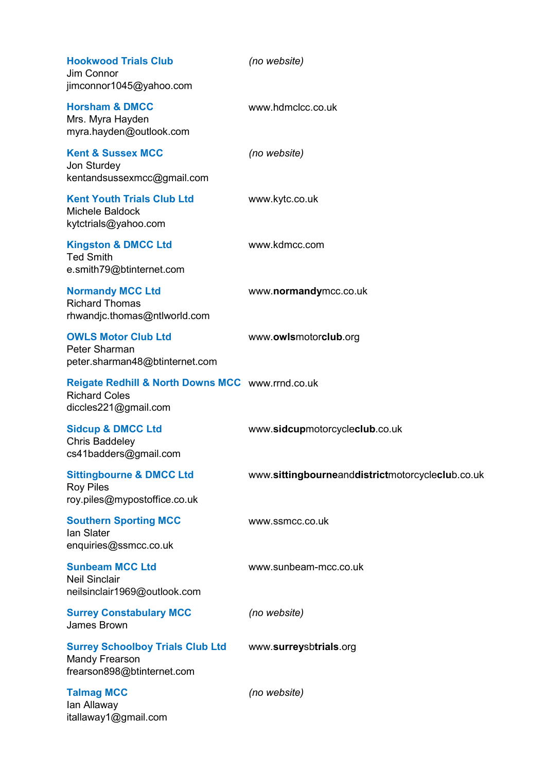**Hookwood Trials Club**
Jim Connor
jimconnor1045@yahoo.com
*(no website)*

**Horsham & DMCC**
Mrs. Myra Hayden
myra.hayden@outlook.com
www.hdmclcc.co.uk

**Kent & Sussex MCC**
Jon Sturdey
kentandsussexmcc@gmail.com
*(no website)*

**Kent Youth Trials Club Ltd**
Michele Baldock
kytctrials@yahoo.com
www.kytc.co.uk

**Kingston & DMCC Ltd**
Ted Smith
e.smith79@btinternet.com
www.kdmcc.com

**Normandy MCC Ltd**
Richard Thomas
rhwandjc.thomas@ntlworld.com
www.**normandy**mcc.co.uk

**OWLS Motor Club Ltd**
Peter Sharman
peter.sharman48@btinternet.com
www.**owls**motor**club**.org

**Reigate Redhill & North Downs MCC**
Richard Coles
diccles221@gmail.com
www.rrnd.co.uk

**Sidcup & DMCC Ltd**
Chris Baddeley
cs41badders@gmail.com
www.**sidcup**motorcycle**club**.co.uk

**Sittingbourne & DMCC Ltd**
Roy Piles
roy.piles@mypostoffice.co.uk
www.**sittingbourne**and**district**motorcycle**clu**b.co.uk

**Southern Sporting MCC**
Ian Slater
enquiries@ssmcc.co.uk
www.ssmcc.co.uk

**Sunbeam MCC Ltd**
Neil Sinclair
neilsinclair1969@outlook.com
www.sunbeam-mcc.co.uk

**Surrey Constabulary MCC**
James Brown
*(no website)*

**Surrey Schoolboy Trials Club Ltd**
Mandy Frearson
frearson898@btinternet.com
www.**surreysb****trials**.org

**Talmag MCC**
Ian Allaway
itallaway1@gmail.com
*(no website)*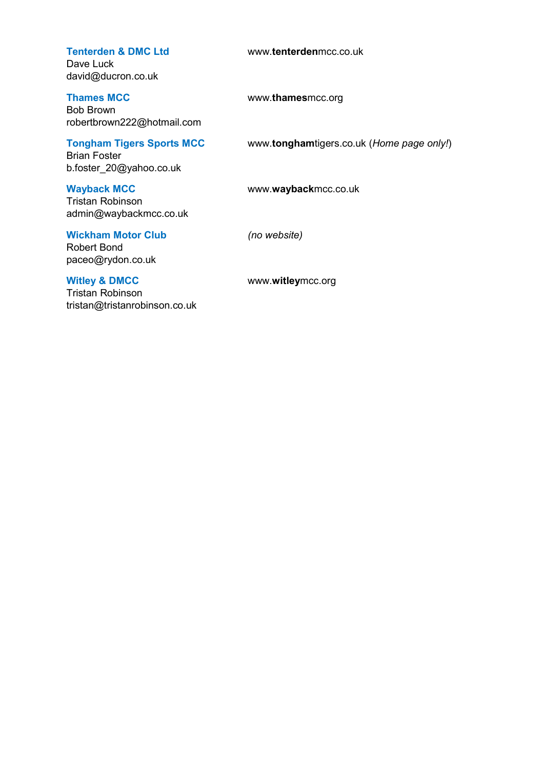**Tenterden & DMC Ltd**
Dave Luck
david@ducron.co.uk

www.**tenterden**mcc.co.uk

**Thames MCC**
Bob Brown
robertbrown222@hotmail.com

www.**thames**mcc.org

**Tongham Tigers Sports MCC**
Brian Foster
b.foster_20@yahoo.co.uk

www.**tongham**tigers.co.uk (*Home page only!*)

**Wayback MCC**
Tristan Robinson
admin@waybackmcc.co.uk

www.**wayback**mcc.co.uk

**Wickham Motor Club**
Robert Bond
paceo@rydon.co.uk

*(no website)*

**Witley & DMCC**
Tristan Robinson
tristan@tristanrobinson.co.uk

www.**witley**mcc.org